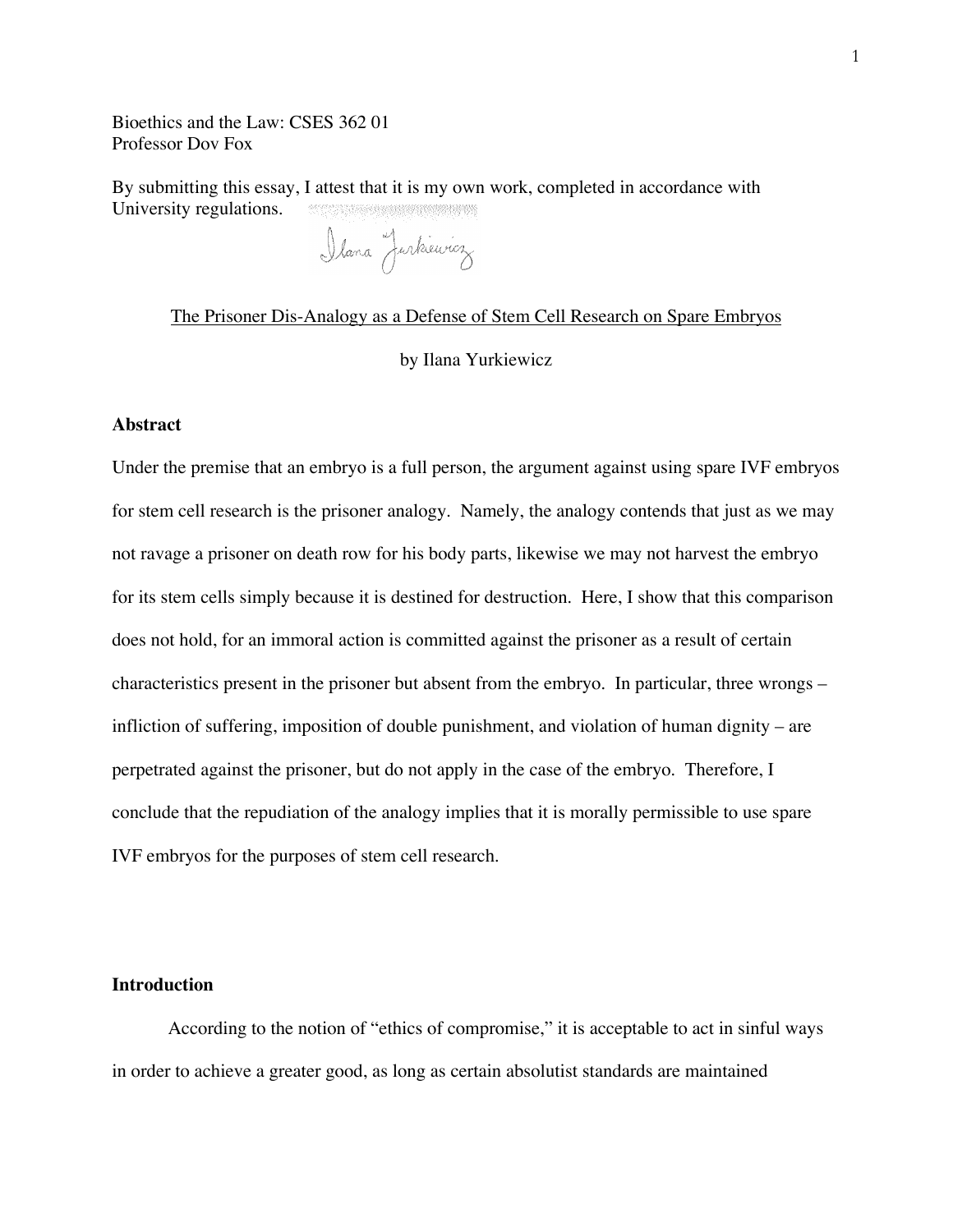Bioethics and the Law: CSES 362 01
Professor Dov Fox

By submitting this essay, I attest that it is my own work, completed in accordance with University regulations.

Ilana Yurkiewicz

<u>The Prisoner Dis-Analogy as a Defense of Stem Cell Research on Spare Embryos</u>

by Ilana Yurkiewicz

## Abstract

Under the premise that an embryo is a full person, the argument against using spare IVF embryos for stem cell research is the prisoner analogy. Namely, the analogy contends that just as we may not ravage a prisoner on death row for his body parts, likewise we may not harvest the embryo for its stem cells simply because it is destined for destruction. Here, I show that this comparison does not hold, for an immoral action is committed against the prisoner as a result of certain characteristics present in the prisoner but absent from the embryo. In particular, three wrongs – infliction of suffering, imposition of double punishment, and violation of human dignity – are perpetrated against the prisoner, but do not apply in the case of the embryo. Therefore, I conclude that the repudiation of the analogy implies that it is morally permissible to use spare IVF embryos for the purposes of stem cell research.

## Introduction

According to the notion of "ethics of compromise," it is acceptable to act in sinful ways in order to achieve a greater good, as long as certain absolutist standards are maintained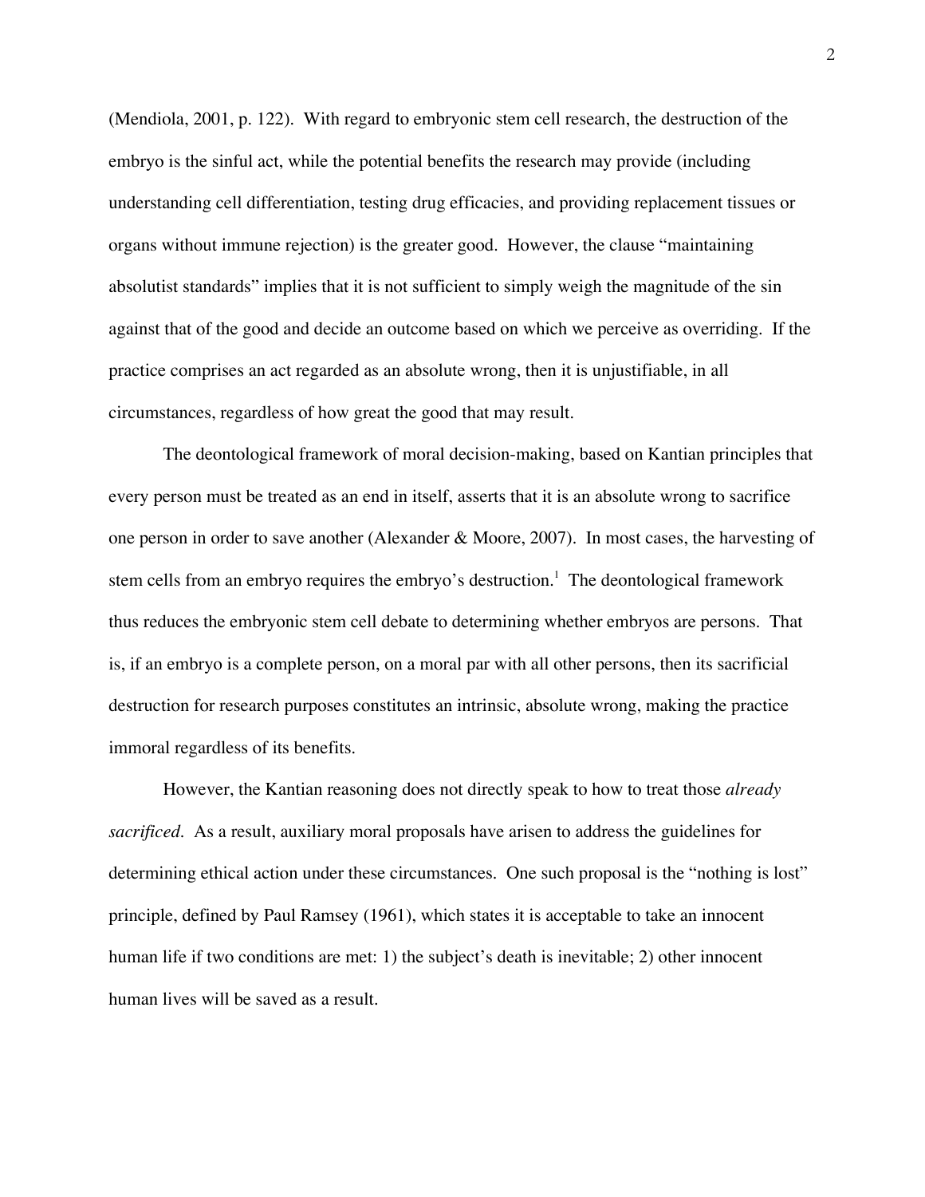(Mendiola, 2001, p. 122). With regard to embryonic stem cell research, the destruction of the embryo is the sinful act, while the potential benefits the research may provide (including understanding cell differentiation, testing drug efficacies, and providing replacement tissues or organs without immune rejection) is the greater good. However, the clause "maintaining absolutist standards" implies that it is not sufficient to simply weigh the magnitude of the sin against that of the good and decide an outcome based on which we perceive as overriding. If the practice comprises an act regarded as an absolute wrong, then it is unjustifiable, in all circumstances, regardless of how great the good that may result.

The deontological framework of moral decision-making, based on Kantian principles that every person must be treated as an end in itself, asserts that it is an absolute wrong to sacrifice one person in order to save another (Alexander & Moore, 2007). In most cases, the harvesting of stem cells from an embryo requires the embryo's destruction.[1] The deontological framework thus reduces the embryonic stem cell debate to determining whether embryos are persons. That is, if an embryo is a complete person, on a moral par with all other persons, then its sacrificial destruction for research purposes constitutes an intrinsic, absolute wrong, making the practice immoral regardless of its benefits.

However, the Kantian reasoning does not directly speak to how to treat those *already sacrificed*. As a result, auxiliary moral proposals have arisen to address the guidelines for determining ethical action under these circumstances. One such proposal is the "nothing is lost" principle, defined by Paul Ramsey (1961), which states it is acceptable to take an innocent human life if two conditions are met: 1) the subject's death is inevitable; 2) other innocent human lives will be saved as a result.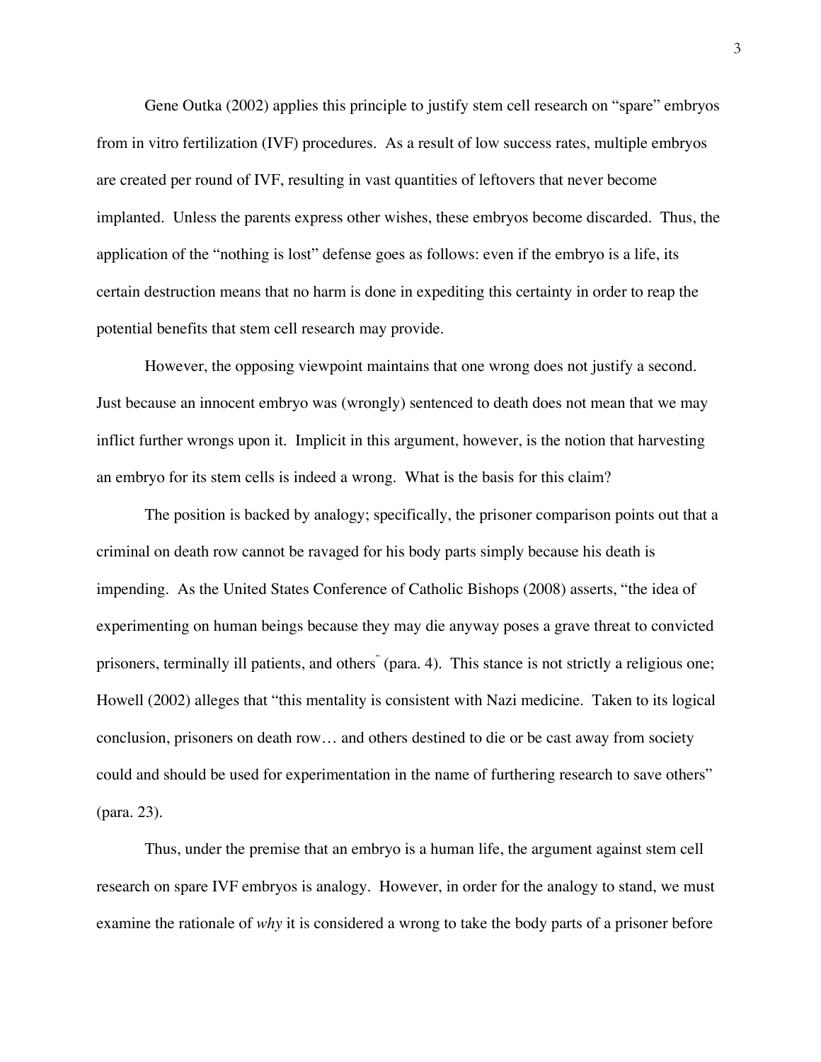Gene Outka (2002) applies this principle to justify stem cell research on "spare" embryos from in vitro fertilization (IVF) procedures. As a result of low success rates, multiple embryos are created per round of IVF, resulting in vast quantities of leftovers that never become implanted. Unless the parents express other wishes, these embryos become discarded. Thus, the application of the "nothing is lost" defense goes as follows: even if the embryo is a life, its certain destruction means that no harm is done in expediting this certainty in order to reap the potential benefits that stem cell research may provide.

However, the opposing viewpoint maintains that one wrong does not justify a second. Just because an innocent embryo was (wrongly) sentenced to death does not mean that we may inflict further wrongs upon it. Implicit in this argument, however, is the notion that harvesting an embryo for its stem cells is indeed a wrong. What is the basis for this claim?

The position is backed by analogy; specifically, the prisoner comparison points out that a criminal on death row cannot be ravaged for his body parts simply because his death is impending. As the United States Conference of Catholic Bishops (2008) asserts, "the idea of experimenting on human beings because they may die anyway poses a grave threat to convicted prisoners, terminally ill patients, and others" (para. 4). This stance is not strictly a religious one; Howell (2002) alleges that "this mentality is consistent with Nazi medicine. Taken to its logical conclusion, prisoners on death row… and others destined to die or be cast away from society could and should be used for experimentation in the name of furthering research to save others" (para. 23).

Thus, under the premise that an embryo is a human life, the argument against stem cell research on spare IVF embryos is analogy. However, in order for the analogy to stand, we must examine the rationale of *why* it is considered a wrong to take the body parts of a prisoner before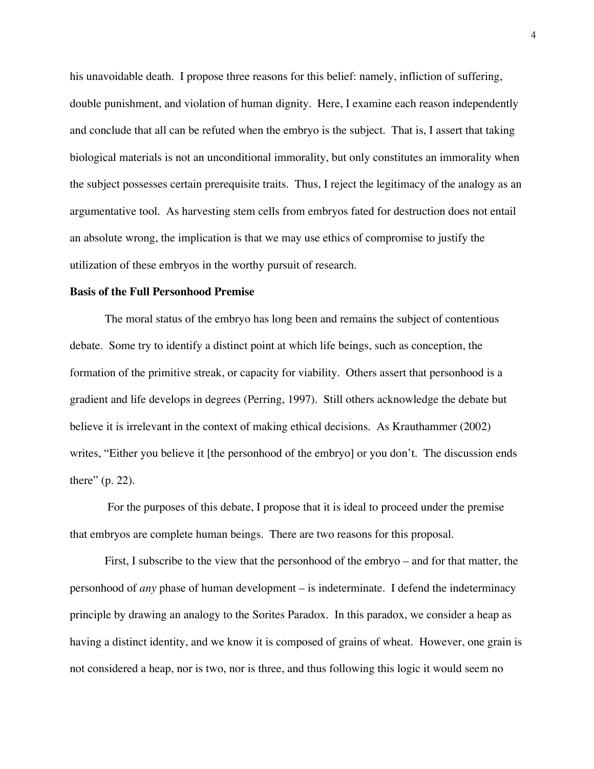his unavoidable death. I propose three reasons for this belief: namely, infliction of suffering, double punishment, and violation of human dignity. Here, I examine each reason independently and conclude that all can be refuted when the embryo is the subject. That is, I assert that taking biological materials is not an unconditional immorality, but only constitutes an immorality when the subject possesses certain prerequisite traits. Thus, I reject the legitimacy of the analogy as an argumentative tool. As harvesting stem cells from embryos fated for destruction does not entail an absolute wrong, the implication is that we may use ethics of compromise to justify the utilization of these embryos in the worthy pursuit of research.

**Basis of the Full Personhood Premise**

The moral status of the embryo has long been and remains the subject of contentious debate. Some try to identify a distinct point at which life beings, such as conception, the formation of the primitive streak, or capacity for viability. Others assert that personhood is a gradient and life develops in degrees (Perring, 1997). Still others acknowledge the debate but believe it is irrelevant in the context of making ethical decisions. As Krauthammer (2002) writes, "Either you believe it [the personhood of the embryo] or you don't. The discussion ends there" (p. 22).

For the purposes of this debate, I propose that it is ideal to proceed under the premise that embryos are complete human beings. There are two reasons for this proposal.

First, I subscribe to the view that the personhood of the embryo – and for that matter, the personhood of *any* phase of human development – is indeterminate. I defend the indeterminacy principle by drawing an analogy to the Sorites Paradox. In this paradox, we consider a heap as having a distinct identity, and we know it is composed of grains of wheat. However, one grain is not considered a heap, nor is two, nor is three, and thus following this logic it would seem no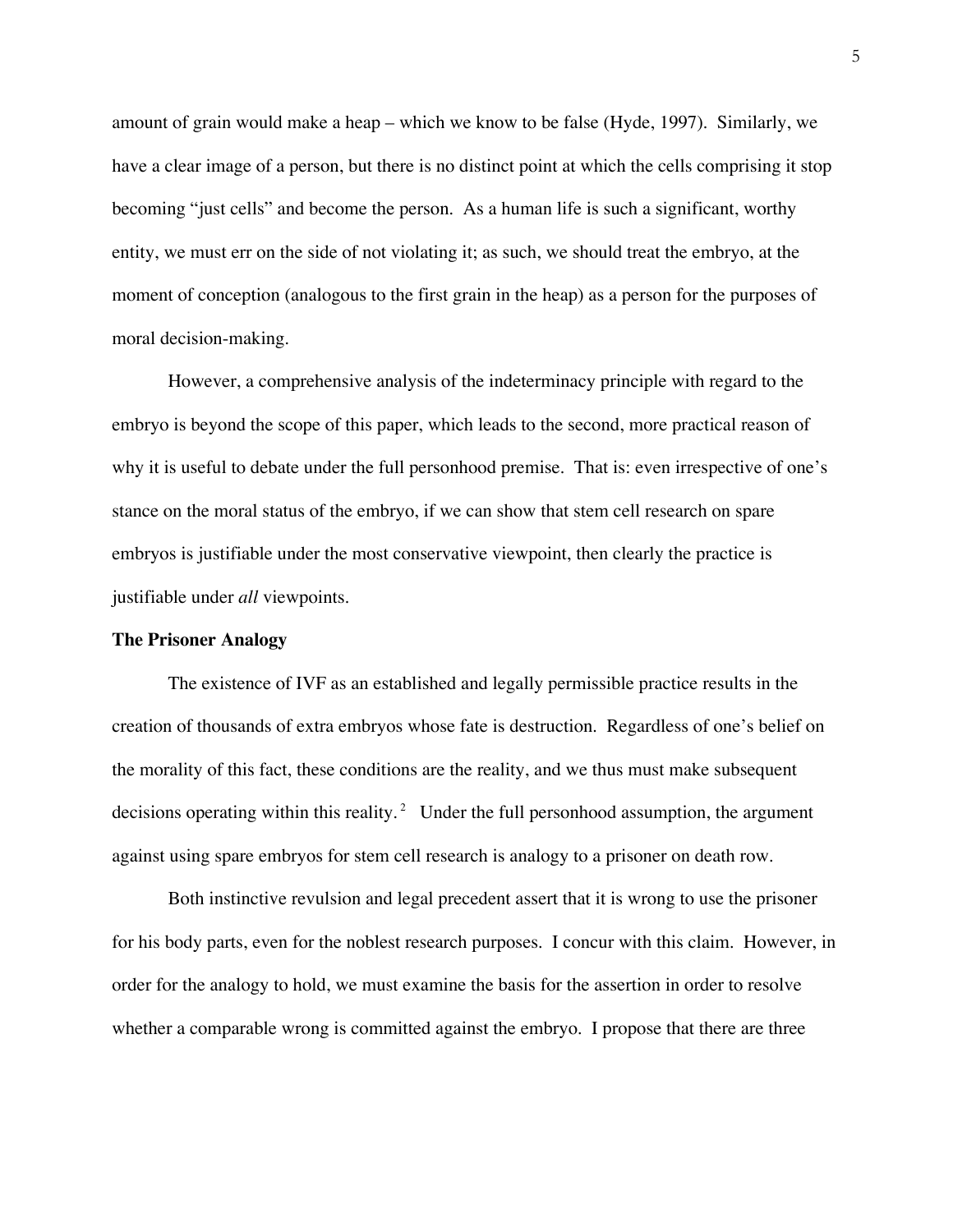amount of grain would make a heap – which we know to be false (Hyde, 1997). Similarly, we have a clear image of a person, but there is no distinct point at which the cells comprising it stop becoming "just cells" and become the person. As a human life is such a significant, worthy entity, we must err on the side of not violating it; as such, we should treat the embryo, at the moment of conception (analogous to the first grain in the heap) as a person for the purposes of moral decision-making.

However, a comprehensive analysis of the indeterminacy principle with regard to the embryo is beyond the scope of this paper, which leads to the second, more practical reason of why it is useful to debate under the full personhood premise. That is: even irrespective of one's stance on the moral status of the embryo, if we can show that stem cell research on spare embryos is justifiable under the most conservative viewpoint, then clearly the practice is justifiable under *all* viewpoints.

**The Prisoner Analogy**

The existence of IVF as an established and legally permissible practice results in the creation of thousands of extra embryos whose fate is destruction. Regardless of one's belief on the morality of this fact, these conditions are the reality, and we thus must make subsequent decisions operating within this reality.[2] Under the full personhood assumption, the argument against using spare embryos for stem cell research is analogy to a prisoner on death row.

Both instinctive revulsion and legal precedent assert that it is wrong to use the prisoner for his body parts, even for the noblest research purposes. I concur with this claim. However, in order for the analogy to hold, we must examine the basis for the assertion in order to resolve whether a comparable wrong is committed against the embryo. I propose that there are three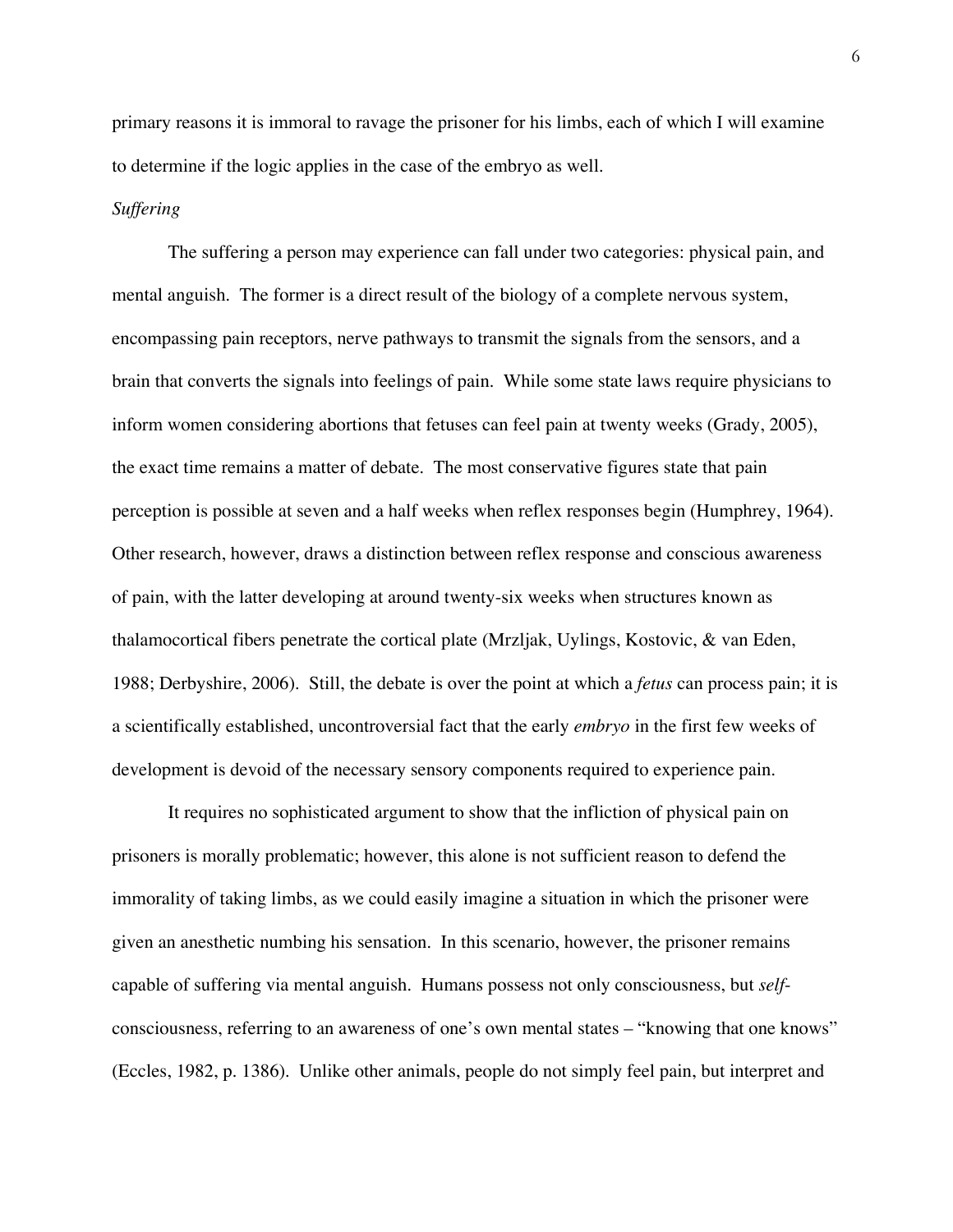primary reasons it is immoral to ravage the prisoner for his limbs, each of which I will examine to determine if the logic applies in the case of the embryo as well.

*Suffering*

The suffering a person may experience can fall under two categories: physical pain, and mental anguish. The former is a direct result of the biology of a complete nervous system, encompassing pain receptors, nerve pathways to transmit the signals from the sensors, and a brain that converts the signals into feelings of pain. While some state laws require physicians to inform women considering abortions that fetuses can feel pain at twenty weeks (Grady, 2005), the exact time remains a matter of debate. The most conservative figures state that pain perception is possible at seven and a half weeks when reflex responses begin (Humphrey, 1964). Other research, however, draws a distinction between reflex response and conscious awareness of pain, with the latter developing at around twenty-six weeks when structures known as thalamocortical fibers penetrate the cortical plate (Mrzljak, Uylings, Kostovic, & van Eden, 1988; Derbyshire, 2006). Still, the debate is over the point at which a *fetus* can process pain; it is a scientifically established, uncontroversial fact that the early *embryo* in the first few weeks of development is devoid of the necessary sensory components required to experience pain.

It requires no sophisticated argument to show that the infliction of physical pain on prisoners is morally problematic; however, this alone is not sufficient reason to defend the immorality of taking limbs, as we could easily imagine a situation in which the prisoner were given an anesthetic numbing his sensation. In this scenario, however, the prisoner remains capable of suffering via mental anguish. Humans possess not only consciousness, but *self*-consciousness, referring to an awareness of one's own mental states – "knowing that one knows" (Eccles, 1982, p. 1386). Unlike other animals, people do not simply feel pain, but interpret and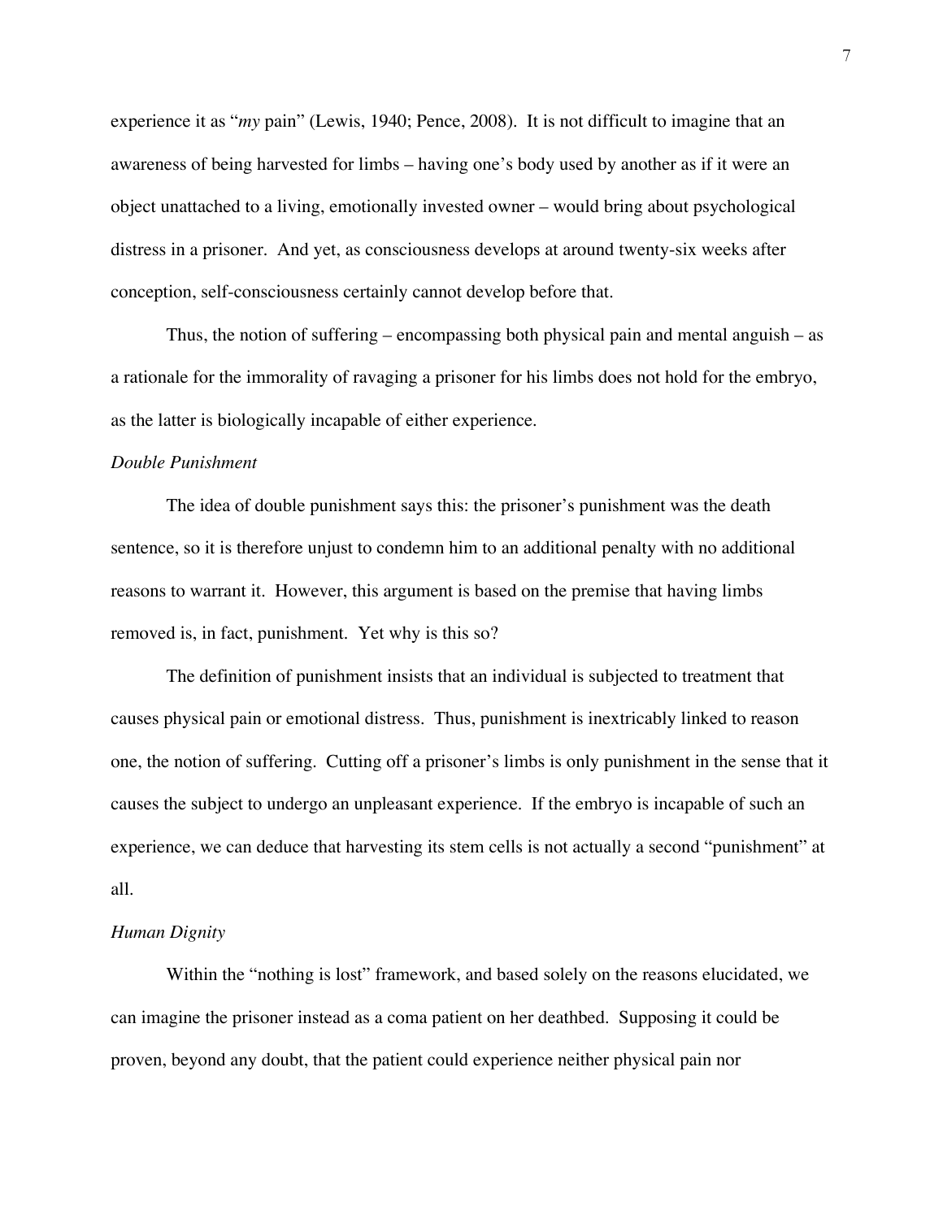experience it as "*my* pain" (Lewis, 1940; Pence, 2008). It is not difficult to imagine that an awareness of being harvested for limbs – having one's body used by another as if it were an object unattached to a living, emotionally invested owner – would bring about psychological distress in a prisoner. And yet, as consciousness develops at around twenty-six weeks after conception, self-consciousness certainly cannot develop before that.

Thus, the notion of suffering – encompassing both physical pain and mental anguish – as a rationale for the immorality of ravaging a prisoner for his limbs does not hold for the embryo, as the latter is biologically incapable of either experience.

*Double Punishment*

The idea of double punishment says this: the prisoner's punishment was the death sentence, so it is therefore unjust to condemn him to an additional penalty with no additional reasons to warrant it. However, this argument is based on the premise that having limbs removed is, in fact, punishment. Yet why is this so?

The definition of punishment insists that an individual is subjected to treatment that causes physical pain or emotional distress. Thus, punishment is inextricably linked to reason one, the notion of suffering. Cutting off a prisoner's limbs is only punishment in the sense that it causes the subject to undergo an unpleasant experience. If the embryo is incapable of such an experience, we can deduce that harvesting its stem cells is not actually a second "punishment" at all.

*Human Dignity*

Within the "nothing is lost" framework, and based solely on the reasons elucidated, we can imagine the prisoner instead as a coma patient on her deathbed. Supposing it could be proven, beyond any doubt, that the patient could experience neither physical pain nor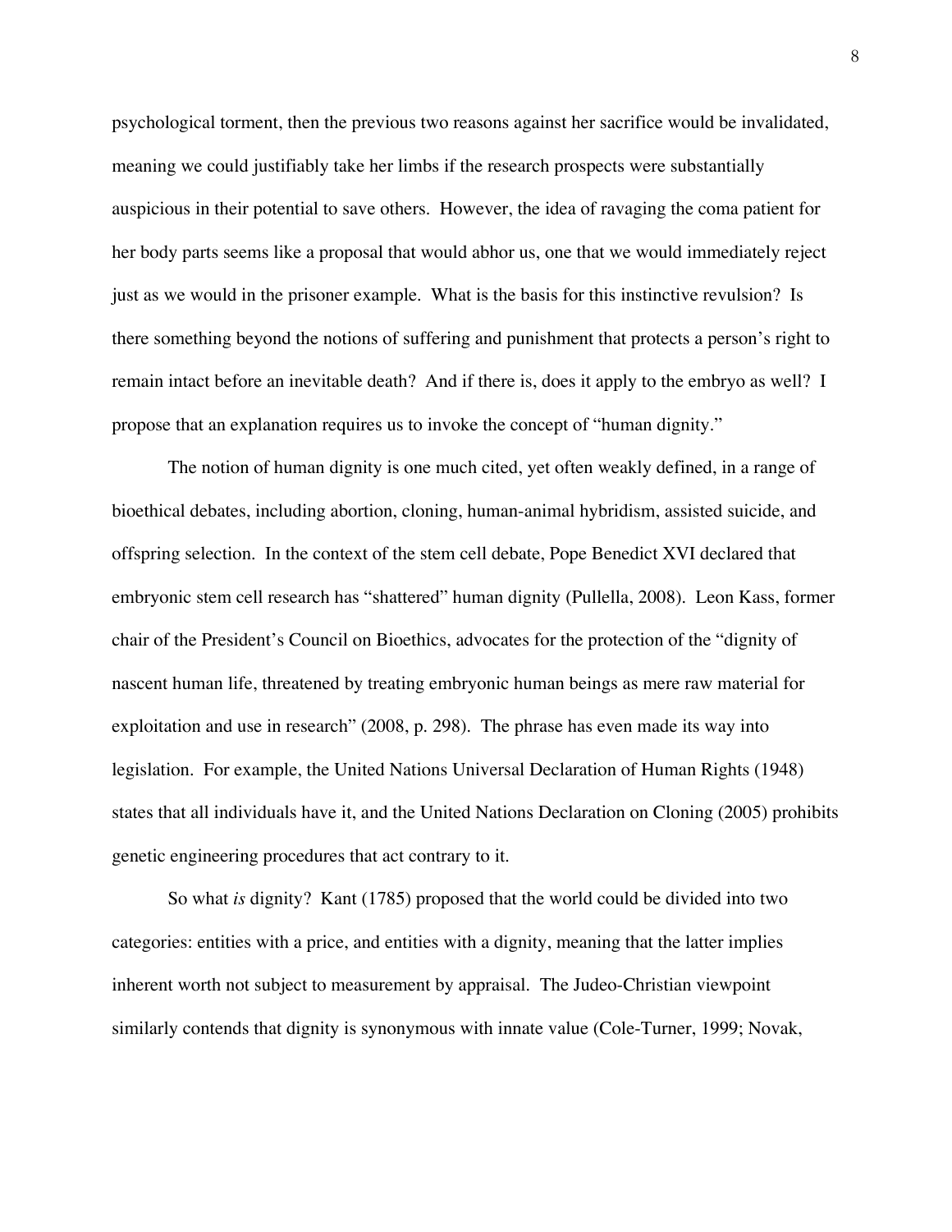psychological torment, then the previous two reasons against her sacrifice would be invalidated, meaning we could justifiably take her limbs if the research prospects were substantially auspicious in their potential to save others. However, the idea of ravaging the coma patient for her body parts seems like a proposal that would abhor us, one that we would immediately reject just as we would in the prisoner example. What is the basis for this instinctive revulsion? Is there something beyond the notions of suffering and punishment that protects a person's right to remain intact before an inevitable death? And if there is, does it apply to the embryo as well? I propose that an explanation requires us to invoke the concept of "human dignity."

The notion of human dignity is one much cited, yet often weakly defined, in a range of bioethical debates, including abortion, cloning, human-animal hybridism, assisted suicide, and offspring selection. In the context of the stem cell debate, Pope Benedict XVI declared that embryonic stem cell research has "shattered" human dignity (Pullella, 2008). Leon Kass, former chair of the President's Council on Bioethics, advocates for the protection of the "dignity of nascent human life, threatened by treating embryonic human beings as mere raw material for exploitation and use in research" (2008, p. 298). The phrase has even made its way into legislation. For example, the United Nations Universal Declaration of Human Rights (1948) states that all individuals have it, and the United Nations Declaration on Cloning (2005) prohibits genetic engineering procedures that act contrary to it.

So what *is* dignity? Kant (1785) proposed that the world could be divided into two categories: entities with a price, and entities with a dignity, meaning that the latter implies inherent worth not subject to measurement by appraisal. The Judeo-Christian viewpoint similarly contends that dignity is synonymous with innate value (Cole-Turner, 1999; Novak,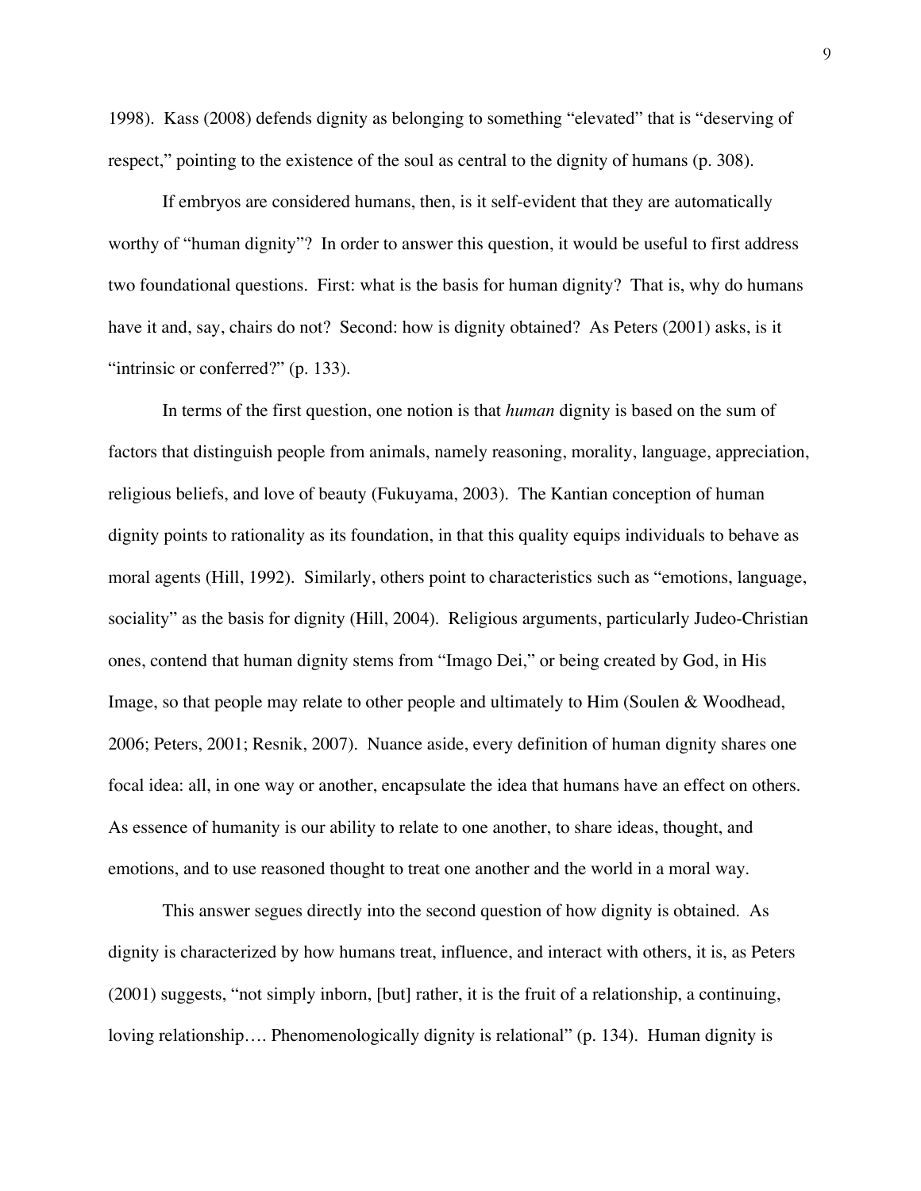1998). Kass (2008) defends dignity as belonging to something "elevated" that is "deserving of respect," pointing to the existence of the soul as central to the dignity of humans (p. 308).

If embryos are considered humans, then, is it self-evident that they are automatically worthy of "human dignity"? In order to answer this question, it would be useful to first address two foundational questions. First: what is the basis for human dignity? That is, why do humans have it and, say, chairs do not? Second: how is dignity obtained? As Peters (2001) asks, is it "intrinsic or conferred?" (p. 133).

In terms of the first question, one notion is that *human* dignity is based on the sum of factors that distinguish people from animals, namely reasoning, morality, language, appreciation, religious beliefs, and love of beauty (Fukuyama, 2003). The Kantian conception of human dignity points to rationality as its foundation, in that this quality equips individuals to behave as moral agents (Hill, 1992). Similarly, others point to characteristics such as "emotions, language, sociality" as the basis for dignity (Hill, 2004). Religious arguments, particularly Judeo-Christian ones, contend that human dignity stems from "Imago Dei," or being created by God, in His Image, so that people may relate to other people and ultimately to Him (Soulen & Woodhead, 2006; Peters, 2001; Resnik, 2007). Nuance aside, every definition of human dignity shares one focal idea: all, in one way or another, encapsulate the idea that humans have an effect on others. As essence of humanity is our ability to relate to one another, to share ideas, thought, and emotions, and to use reasoned thought to treat one another and the world in a moral way.

This answer segues directly into the second question of how dignity is obtained. As dignity is characterized by how humans treat, influence, and interact with others, it is, as Peters (2001) suggests, "not simply inborn, [but] rather, it is the fruit of a relationship, a continuing, loving relationship…. Phenomenologically dignity is relational" (p. 134). Human dignity is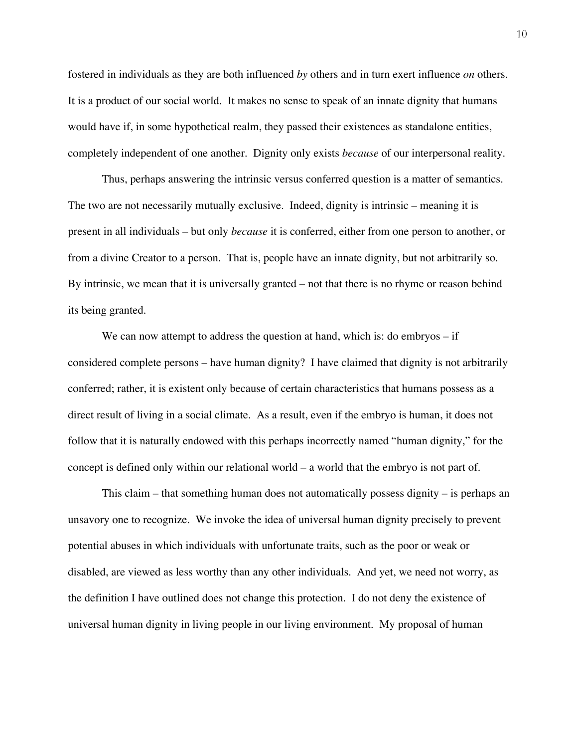fostered in individuals as they are both influenced *by* others and in turn exert influence *on* others. It is a product of our social world. It makes no sense to speak of an innate dignity that humans would have if, in some hypothetical realm, they passed their existences as standalone entities, completely independent of one another. Dignity only exists *because* of our interpersonal reality.

Thus, perhaps answering the intrinsic versus conferred question is a matter of semantics. The two are not necessarily mutually exclusive. Indeed, dignity is intrinsic – meaning it is present in all individuals – but only *because* it is conferred, either from one person to another, or from a divine Creator to a person. That is, people have an innate dignity, but not arbitrarily so. By intrinsic, we mean that it is universally granted – not that there is no rhyme or reason behind its being granted.

We can now attempt to address the question at hand, which is: do embryos – if considered complete persons – have human dignity? I have claimed that dignity is not arbitrarily conferred; rather, it is existent only because of certain characteristics that humans possess as a direct result of living in a social climate. As a result, even if the embryo is human, it does not follow that it is naturally endowed with this perhaps incorrectly named "human dignity," for the concept is defined only within our relational world – a world that the embryo is not part of.

This claim – that something human does not automatically possess dignity – is perhaps an unsavory one to recognize. We invoke the idea of universal human dignity precisely to prevent potential abuses in which individuals with unfortunate traits, such as the poor or weak or disabled, are viewed as less worthy than any other individuals. And yet, we need not worry, as the definition I have outlined does not change this protection. I do not deny the existence of universal human dignity in living people in our living environment. My proposal of human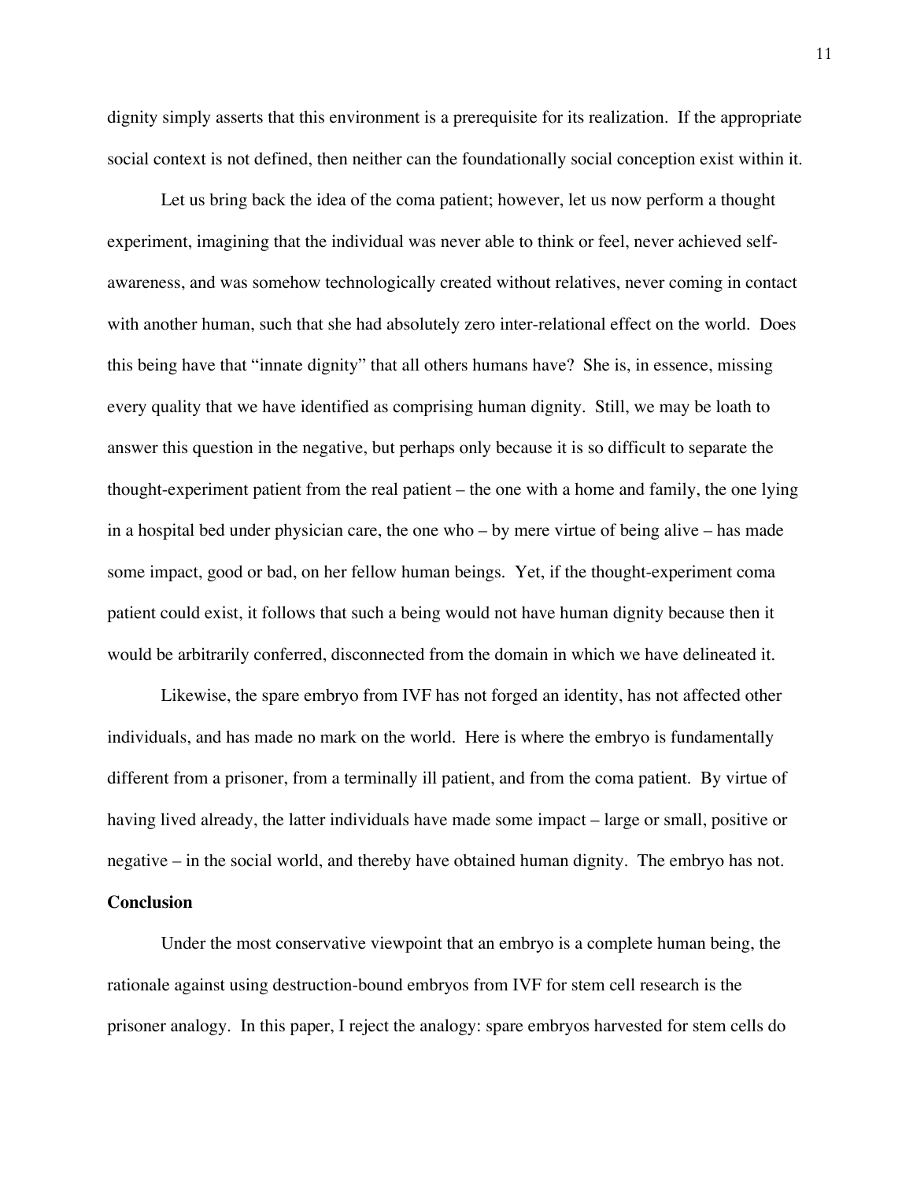dignity simply asserts that this environment is a prerequisite for its realization. If the appropriate social context is not defined, then neither can the foundationally social conception exist within it.

Let us bring back the idea of the coma patient; however, let us now perform a thought experiment, imagining that the individual was never able to think or feel, never achieved self-awareness, and was somehow technologically created without relatives, never coming in contact with another human, such that she had absolutely zero inter-relational effect on the world. Does this being have that "innate dignity" that all others humans have? She is, in essence, missing every quality that we have identified as comprising human dignity. Still, we may be loath to answer this question in the negative, but perhaps only because it is so difficult to separate the thought-experiment patient from the real patient – the one with a home and family, the one lying in a hospital bed under physician care, the one who – by mere virtue of being alive – has made some impact, good or bad, on her fellow human beings. Yet, if the thought-experiment coma patient could exist, it follows that such a being would not have human dignity because then it would be arbitrarily conferred, disconnected from the domain in which we have delineated it.

Likewise, the spare embryo from IVF has not forged an identity, has not affected other individuals, and has made no mark on the world. Here is where the embryo is fundamentally different from a prisoner, from a terminally ill patient, and from the coma patient. By virtue of having lived already, the latter individuals have made some impact – large or small, positive or negative – in the social world, and thereby have obtained human dignity. The embryo has not.

**Conclusion**

Under the most conservative viewpoint that an embryo is a complete human being, the rationale against using destruction-bound embryos from IVF for stem cell research is the prisoner analogy. In this paper, I reject the analogy: spare embryos harvested for stem cells do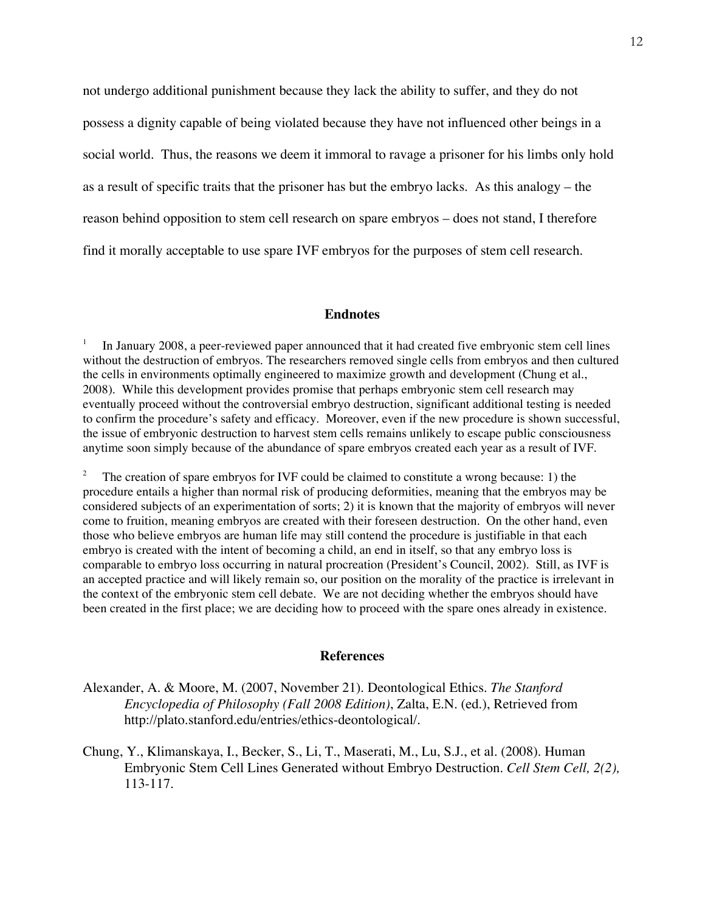not undergo additional punishment because they lack the ability to suffer, and they do not possess a dignity capable of being violated because they have not influenced other beings in a social world. Thus, the reasons we deem it immoral to ravage a prisoner for his limbs only hold as a result of specific traits that the prisoner has but the embryo lacks. As this analogy – the reason behind opposition to stem cell research on spare embryos – does not stand, I therefore find it morally acceptable to use spare IVF embryos for the purposes of stem cell research.

## Endnotes

[1] In January 2008, a peer-reviewed paper announced that it had created five embryonic stem cell lines without the destruction of embryos. The researchers removed single cells from embryos and then cultured the cells in environments optimally engineered to maximize growth and development (Chung et al., 2008). While this development provides promise that perhaps embryonic stem cell research may eventually proceed without the controversial embryo destruction, significant additional testing is needed to confirm the procedure's safety and efficacy. Moreover, even if the new procedure is shown successful, the issue of embryonic destruction to harvest stem cells remains unlikely to escape public consciousness anytime soon simply because of the abundance of spare embryos created each year as a result of IVF.

[2] The creation of spare embryos for IVF could be claimed to constitute a wrong because: 1) the procedure entails a higher than normal risk of producing deformities, meaning that the embryos may be considered subjects of an experimentation of sorts; 2) it is known that the majority of embryos will never come to fruition, meaning embryos are created with their foreseen destruction. On the other hand, even those who believe embryos are human life may still contend the procedure is justifiable in that each embryo is created with the intent of becoming a child, an end in itself, so that any embryo loss is comparable to embryo loss occurring in natural procreation (President's Council, 2002). Still, as IVF is an accepted practice and will likely remain so, our position on the morality of the practice is irrelevant in the context of the embryonic stem cell debate. We are not deciding whether the embryos should have been created in the first place; we are deciding how to proceed with the spare ones already in existence.

## References

Alexander, A. & Moore, M. (2007, November 21). Deontological Ethics. *The Stanford Encyclopedia of Philosophy (Fall 2008 Edition)*, Zalta, E.N. (ed.), Retrieved from http://plato.stanford.edu/entries/ethics-deontological/.

Chung, Y., Klimanskaya, I., Becker, S., Li, T., Maserati, M., Lu, S.J., et al. (2008). Human Embryonic Stem Cell Lines Generated without Embryo Destruction. *Cell Stem Cell, 2(2),* 113-117.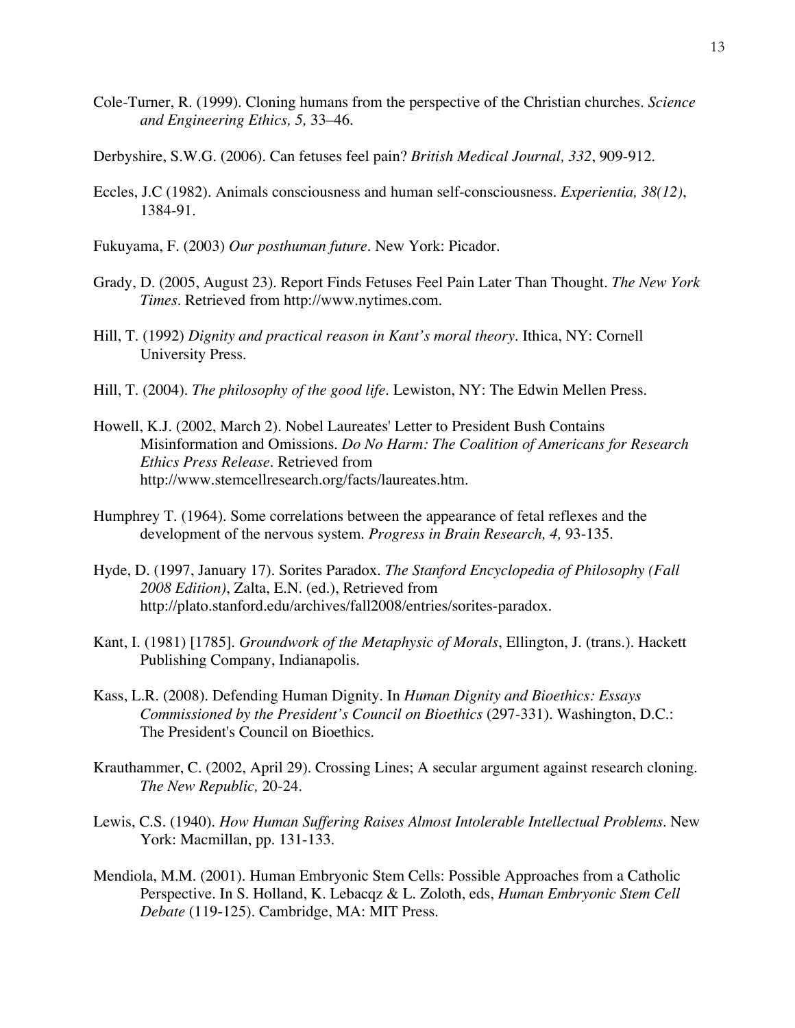Cole-Turner, R. (1999). Cloning humans from the perspective of the Christian churches. *Science and Engineering Ethics, 5,* 33–46.

Derbyshire, S.W.G. (2006). Can fetuses feel pain? *British Medical Journal, 332*, 909-912.

Eccles, J.C (1982). Animals consciousness and human self-consciousness. *Experientia, 38(12)*, 1384-91.

Fukuyama, F. (2003) *Our posthuman future*. New York: Picador.

Grady, D. (2005, August 23). Report Finds Fetuses Feel Pain Later Than Thought. *The New York Times*. Retrieved from http://www.nytimes.com.

Hill, T. (1992) *Dignity and practical reason in Kant's moral theory*. Ithica, NY: Cornell University Press.

Hill, T. (2004). *The philosophy of the good life*. Lewiston, NY: The Edwin Mellen Press.

Howell, K.J. (2002, March 2). Nobel Laureates' Letter to President Bush Contains Misinformation and Omissions. *Do No Harm: The Coalition of Americans for Research Ethics Press Release*. Retrieved from http://www.stemcellresearch.org/facts/laureates.htm.

Humphrey T. (1964). Some correlations between the appearance of fetal reflexes and the development of the nervous system. *Progress in Brain Research, 4,* 93-135.

Hyde, D. (1997, January 17). Sorites Paradox. *The Stanford Encyclopedia of Philosophy (Fall 2008 Edition)*, Zalta, E.N. (ed.), Retrieved from http://plato.stanford.edu/archives/fall2008/entries/sorites-paradox.

Kant, I. (1981) [1785]. *Groundwork of the Metaphysic of Morals*, Ellington, J. (trans.). Hackett Publishing Company, Indianapolis.

Kass, L.R. (2008). Defending Human Dignity. In *Human Dignity and Bioethics: Essays Commissioned by the President's Council on Bioethics* (297-331). Washington, D.C.: The President's Council on Bioethics.

Krauthammer, C. (2002, April 29). Crossing Lines; A secular argument against research cloning. *The New Republic,* 20-24.

Lewis, C.S. (1940). *How Human Suffering Raises Almost Intolerable Intellectual Problems*. New York: Macmillan, pp. 131-133.

Mendiola, M.M. (2001). Human Embryonic Stem Cells: Possible Approaches from a Catholic Perspective. In S. Holland, K. Lebacqz & L. Zoloth, eds, *Human Embryonic Stem Cell Debate* (119-125). Cambridge, MA: MIT Press.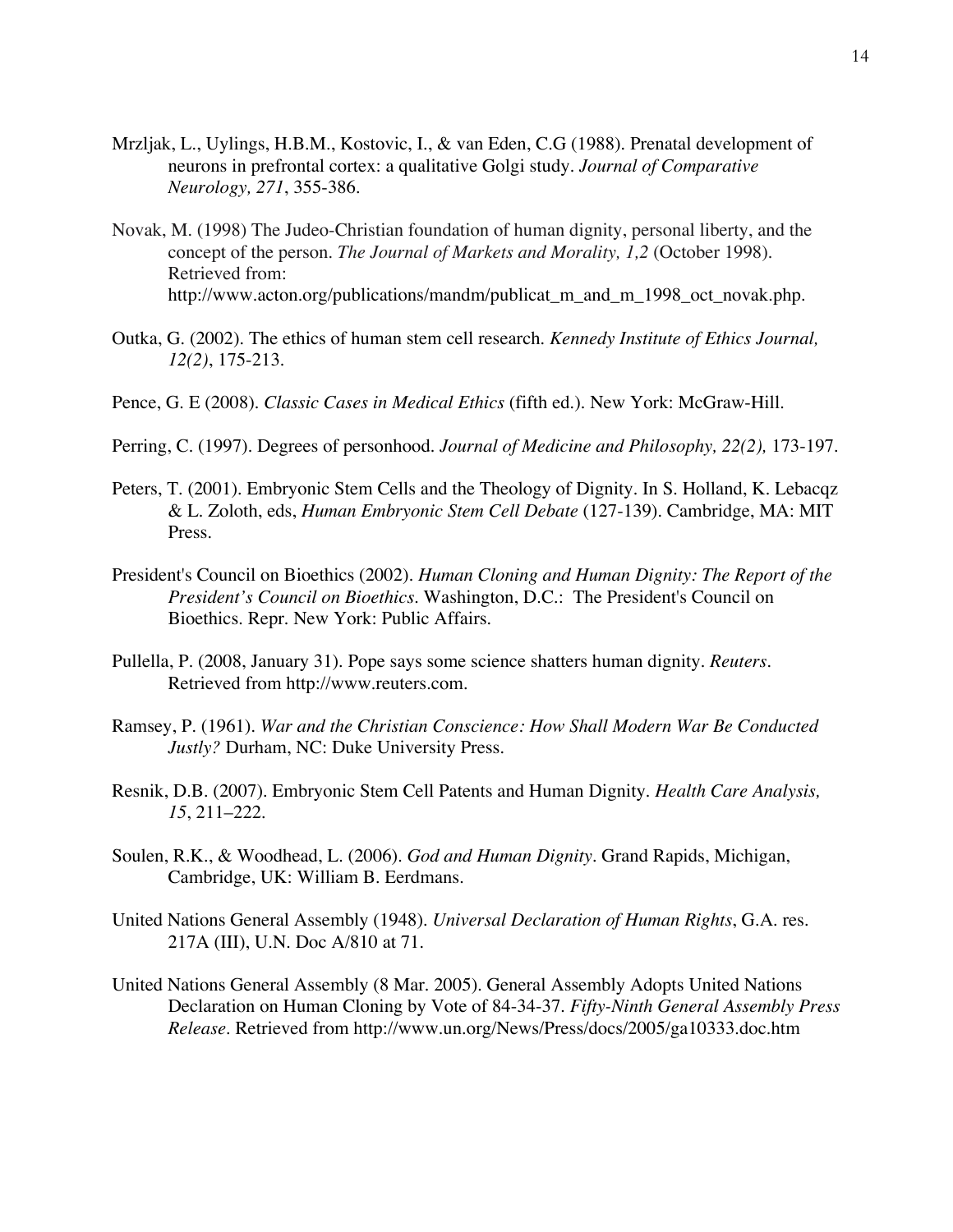Mrzljak, L., Uylings, H.B.M., Kostovic, I., & van Eden, C.G (1988). Prenatal development of neurons in prefrontal cortex: a qualitative Golgi study. *Journal of Comparative Neurology, 271*, 355-386.

Novak, M. (1998) The Judeo-Christian foundation of human dignity, personal liberty, and the concept of the person. *The Journal of Markets and Morality, 1,2* (October 1998). Retrieved from: http://www.acton.org/publications/mandm/publicat_m_and_m_1998_oct_novak.php.

Outka, G. (2002). The ethics of human stem cell research. *Kennedy Institute of Ethics Journal, 12(2)*, 175-213.

Pence, G. E (2008). *Classic Cases in Medical Ethics* (fifth ed.). New York: McGraw-Hill.

Perring, C. (1997). Degrees of personhood. *Journal of Medicine and Philosophy, 22(2),* 173-197.

Peters, T. (2001). Embryonic Stem Cells and the Theology of Dignity. In S. Holland, K. Lebacqz & L. Zoloth, eds, *Human Embryonic Stem Cell Debate* (127-139). Cambridge, MA: MIT Press.

President's Council on Bioethics (2002). *Human Cloning and Human Dignity: The Report of the President's Council on Bioethics*. Washington, D.C.: The President's Council on Bioethics. Repr. New York: Public Affairs.

Pullella, P. (2008, January 31). Pope says some science shatters human dignity. *Reuters*. Retrieved from http://www.reuters.com.

Ramsey, P. (1961). *War and the Christian Conscience: How Shall Modern War Be Conducted Justly?* Durham, NC: Duke University Press.

Resnik, D.B. (2007). Embryonic Stem Cell Patents and Human Dignity. *Health Care Analysis, 15*, 211–222.

Soulen, R.K., & Woodhead, L. (2006). *God and Human Dignity*. Grand Rapids, Michigan, Cambridge, UK: William B. Eerdmans.

United Nations General Assembly (1948). *Universal Declaration of Human Rights*, G.A. res. 217A (III), U.N. Doc A/810 at 71.

United Nations General Assembly (8 Mar. 2005). General Assembly Adopts United Nations Declaration on Human Cloning by Vote of 84-34-37. *Fifty-Ninth General Assembly Press Release*. Retrieved from http://www.un.org/News/Press/docs/2005/ga10333.doc.htm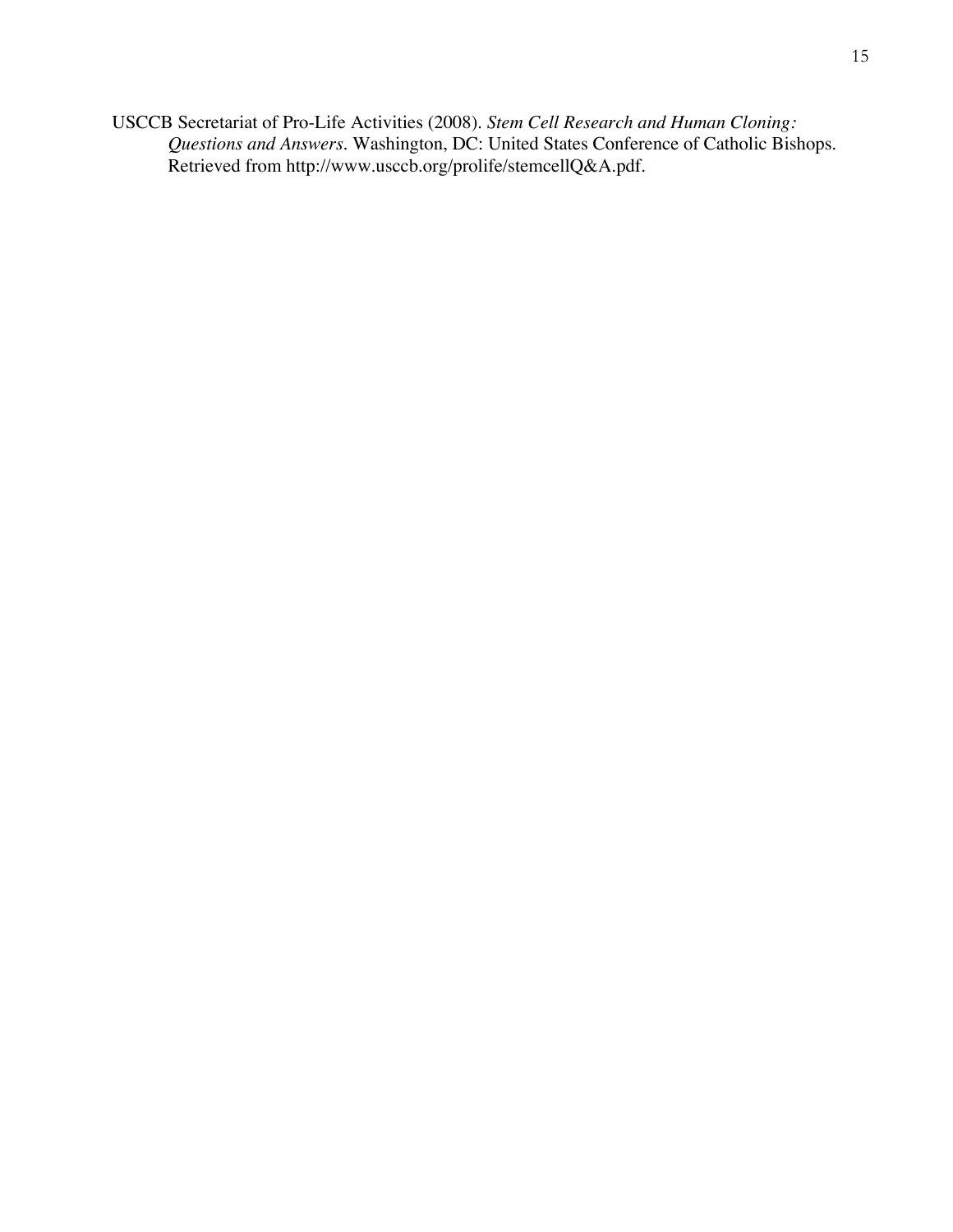USCCB Secretariat of Pro-Life Activities (2008). *Stem Cell Research and Human Cloning: Questions and Answers*. Washington, DC: United States Conference of Catholic Bishops. Retrieved from http://www.usccb.org/prolife/stemcellQ&A.pdf.